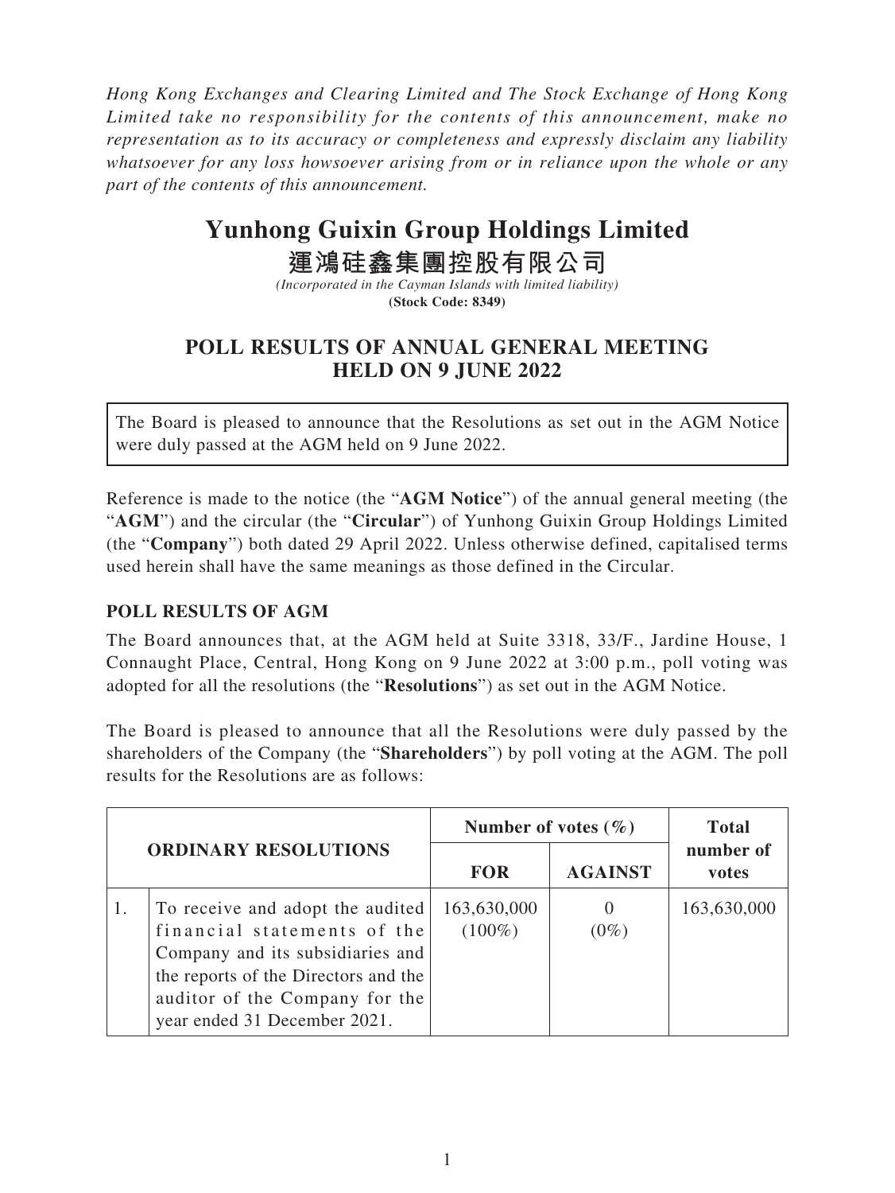*Hong Kong Exchanges and Clearing Limited and The Stock Exchange of Hong Kong Limited take no responsibility for the contents of this announcement, make no representation as to its accuracy or completeness and expressly disclaim any liability whatsoever for any loss howsoever arising from or in reliance upon the whole or any part of the contents of this announcement.*

# Yunhong Guixin Group Holdings Limited
# 運鴻硅鑫集團控股有限公司

*(Incorporated in the Cayman Islands with limited liability)*
**(Stock Code: 8349)**

## POLL RESULTS OF ANNUAL GENERAL MEETING HELD ON 9 JUNE 2022

The Board is pleased to announce that the Resolutions as set out in the AGM Notice were duly passed at the AGM held on 9 June 2022.

Reference is made to the notice (the "**AGM Notice**") of the annual general meeting (the "**AGM**") and the circular (the "**Circular**") of Yunhong Guixin Group Holdings Limited (the "**Company**") both dated 29 April 2022. Unless otherwise defined, capitalised terms used herein shall have the same meanings as those defined in the Circular.

### POLL RESULTS OF AGM

The Board announces that, at the AGM held at Suite 3318, 33/F., Jardine House, 1 Connaught Place, Central, Hong Kong on 9 June 2022 at 3:00 p.m., poll voting was adopted for all the resolutions (the "**Resolutions**") as set out in the AGM Notice.

The Board is pleased to announce that all the Resolutions were duly passed by the shareholders of the Company (the "**Shareholders**") by poll voting at the AGM. The poll results for the Resolutions are as follows:

| ORDINARY RESOLUTIONS | | Number of votes (%) | | Total number of votes |
|---|---|---|---|---|
| | | **FOR** | **AGAINST** | |
| 1. | To receive and adopt the audited financial statements of the Company and its subsidiaries and the reports of the Directors and the auditor of the Company for the year ended 31 December 2021. | 163,630,000 (100%) | 0 (0%) | 163,630,000 |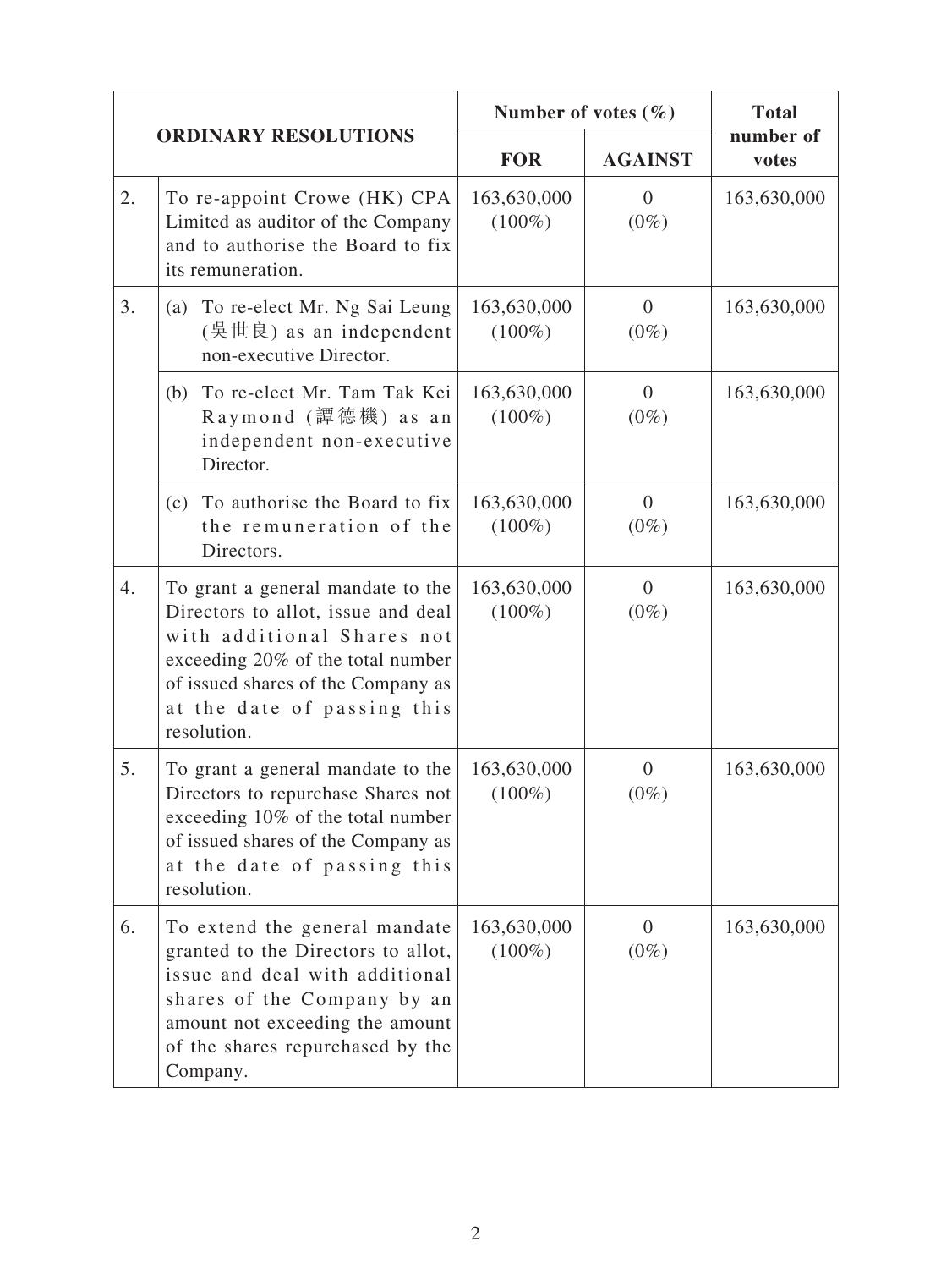| ORDINARY RESOLUTIONS | | Number of votes (%) | | Total number of votes |
|---|---|---|---|---|
| | | FOR | AGAINST | |
| 2. | To re-appoint Crowe (HK) CPA Limited as auditor of the Company and to authorise the Board to fix its remuneration. | 163,630,000 (100%) | 0 (0%) | 163,630,000 |
| 3. | (a) To re-elect Mr. Ng Sai Leung (吳世良) as an independent non-executive Director. | 163,630,000 (100%) | 0 (0%) | 163,630,000 |
| | (b) To re-elect Mr. Tam Tak Kei Raymond (譚德機) as an independent non-executive Director. | 163,630,000 (100%) | 0 (0%) | 163,630,000 |
| | (c) To authorise the Board to fix the remuneration of the Directors. | 163,630,000 (100%) | 0 (0%) | 163,630,000 |
| 4. | To grant a general mandate to the Directors to allot, issue and deal with additional Shares not exceeding 20% of the total number of issued shares of the Company as at the date of passing this resolution. | 163,630,000 (100%) | 0 (0%) | 163,630,000 |
| 5. | To grant a general mandate to the Directors to repurchase Shares not exceeding 10% of the total number of issued shares of the Company as at the date of passing this resolution. | 163,630,000 (100%) | 0 (0%) | 163,630,000 |
| 6. | To extend the general mandate granted to the Directors to allot, issue and deal with additional shares of the Company by an amount not exceeding the amount of the shares repurchased by the Company. | 163,630,000 (100%) | 0 (0%) | 163,630,000 |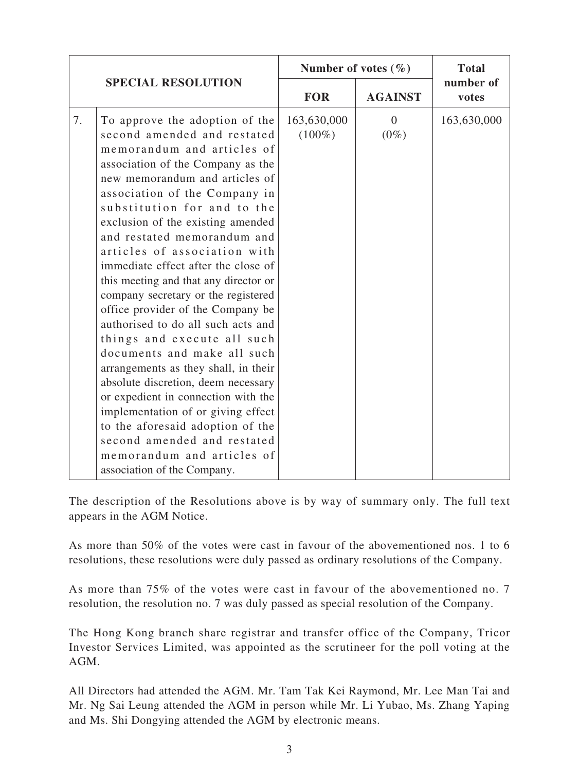| SPECIAL RESOLUTION | | Number of votes (%) | | Total number of votes |
|---|---|---|---|---|
| | | FOR | AGAINST | |
| 7. | To approve the adoption of the second amended and restated memorandum and articles of association of the Company as the new memorandum and articles of association of the Company in substitution for and to the exclusion of the existing amended and restated memorandum and articles of association with immediate effect after the close of this meeting and that any director or company secretary or the registered office provider of the Company be authorised to do all such acts and things and execute all such documents and make all such arrangements as they shall, in their absolute discretion, deem necessary or expedient in connection with the implementation of or giving effect to the aforesaid adoption of the second amended and restated memorandum and articles of association of the Company. | 163,630,000 (100%) | 0 (0%) | 163,630,000 |

The description of the Resolutions above is by way of summary only. The full text appears in the AGM Notice.

As more than 50% of the votes were cast in favour of the abovementioned nos. 1 to 6 resolutions, these resolutions were duly passed as ordinary resolutions of the Company.

As more than 75% of the votes were cast in favour of the abovementioned no. 7 resolution, the resolution no. 7 was duly passed as special resolution of the Company.

The Hong Kong branch share registrar and transfer office of the Company, Tricor Investor Services Limited, was appointed as the scrutineer for the poll voting at the AGM.

All Directors had attended the AGM. Mr. Tam Tak Kei Raymond, Mr. Lee Man Tai and Mr. Ng Sai Leung attended the AGM in person while Mr. Li Yubao, Ms. Zhang Yaping and Ms. Shi Dongying attended the AGM by electronic means.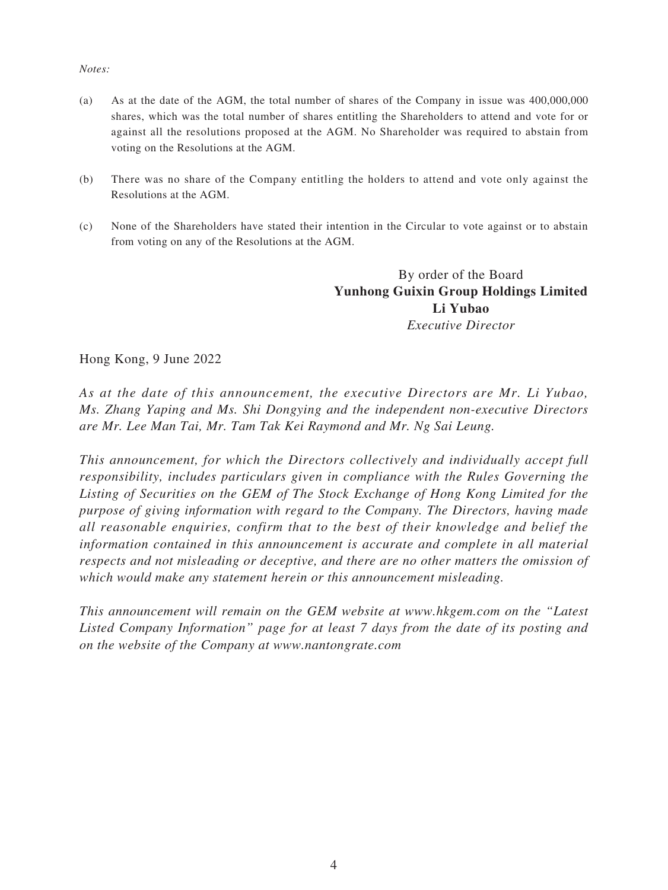*Notes:*

(a) As at the date of the AGM, the total number of shares of the Company in issue was 400,000,000 shares, which was the total number of shares entitling the Shareholders to attend and vote for or against all the resolutions proposed at the AGM. No Shareholder was required to abstain from voting on the Resolutions at the AGM.

(b) There was no share of the Company entitling the holders to attend and vote only against the Resolutions at the AGM.

(c) None of the Shareholders have stated their intention in the Circular to vote against or to abstain from voting on any of the Resolutions at the AGM.

By order of the Board
**Yunhong Guixin Group Holdings Limited**
**Li Yubao**
*Executive Director*

Hong Kong, 9 June 2022

*As at the date of this announcement, the executive Directors are Mr. Li Yubao, Ms. Zhang Yaping and Ms. Shi Dongying and the independent non-executive Directors are Mr. Lee Man Tai, Mr. Tam Tak Kei Raymond and Mr. Ng Sai Leung.*

*This announcement, for which the Directors collectively and individually accept full responsibility, includes particulars given in compliance with the Rules Governing the Listing of Securities on the GEM of The Stock Exchange of Hong Kong Limited for the purpose of giving information with regard to the Company. The Directors, having made all reasonable enquiries, confirm that to the best of their knowledge and belief the information contained in this announcement is accurate and complete in all material respects and not misleading or deceptive, and there are no other matters the omission of which would make any statement herein or this announcement misleading.*

*This announcement will remain on the GEM website at www.hkgem.com on the "Latest Listed Company Information" page for at least 7 days from the date of its posting and on the website of the Company at www.nantongrate.com*